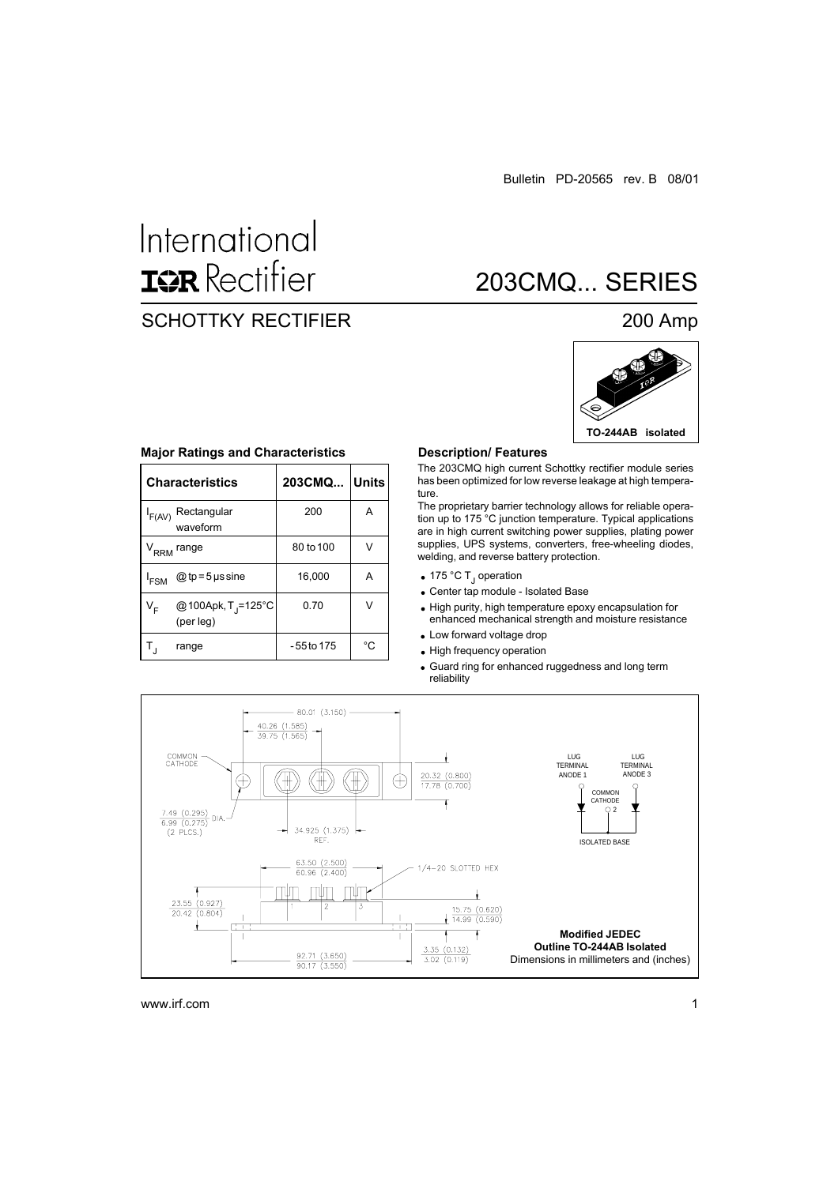Bulletin PD-20565 rev. B 08/01

International **IOR** Rectifier

# 203CMQ... SERIES

## SCHOTTKY RECTIFIER

## 200 Amp

TO-244AB isolated

### Major Ratings and Characteristics

| Characteristics | 203CMQ... | Units |
|---|---|---|
| $I_{F(AV)}$ Rectangular waveform | 200 | A |
| $V_{RRM}$ range | 80 to 100 | V |
| $I_{FSM}$ @ tp = 5 µs sine | 16,000 | A |
| $V_F$ @ 100Apk, $T_J$=125°C (per leg) | 0.70 | V |
| $T_J$ range | - 55 to 175 | °C |

### Description/ Features

The 203CMQ high current Schottky rectifier module series has been optimized for low reverse leakage at high temperature.

The proprietary barrier technology allows for reliable operation up to 175 °C junction temperature. Typical applications are in high current switching power supplies, plating power supplies, UPS systems, converters, free-wheeling diodes, welding, and reverse battery protection.

- 175 °C $T_J$ operation
- Center tap module - Isolated Base
- High purity, high temperature epoxy encapsulation for enhanced mechanical strength and moisture resistance
- Low forward voltage drop
- High frequency operation
- Guard ring for enhanced ruggedness and long term reliability

80.01 (3.150)

40.26 (1.585) / 39.75 (1.565)

COMMON CATHODE

20.32 (0.800) / 17.78 (0.700)

7.49 (0.295) / 6.99 (0.275) DIA. (2 PLCS.)

34.925 (1.375) REF.

63.50 (2.500) / 60.96 (2.400)

1/4-20 SLOTTED HEX

23.55 (0.927) / 20.42 (0.804)

15.75 (0.620) / 14.99 (0.590)

92.71 (3.650) / 90.17 (3.550)

3.35 (0.132) / 3.02 (0.119)

LUG TERMINAL ANODE 1 — LUG TERMINAL ANODE 3 — COMMON CATHODE 2 — ISOLATED BASE

**Modified JEDEC Outline TO-244AB Isolated**

Dimensions in millimeters and (inches)

www.irf.com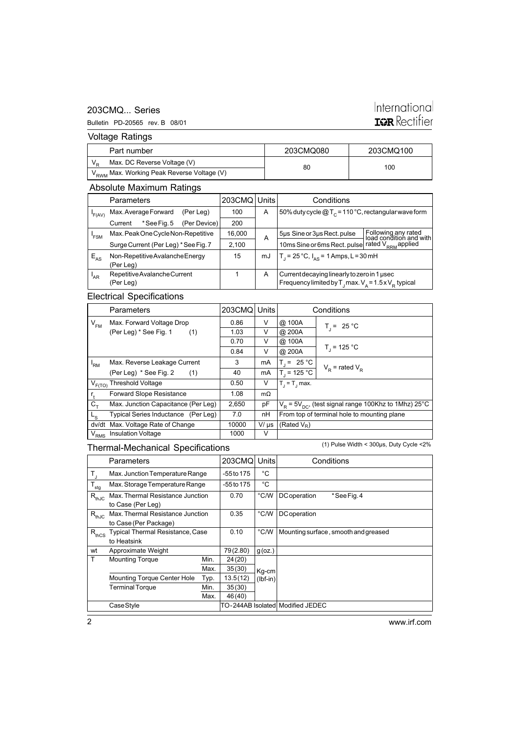## Voltage Ratings

| Part number | 203CMQ080 | 203CMQ100 |
|---|---|---|
| $V_R$ Max. DC Reverse Voltage (V) | 80 | 100 |
| $V_{RWM}$ Max. Working Peak Reverse Voltage (V) | | |

## Absolute Maximum Ratings

| | Parameters | 203CMQ | Units | Conditions | |
|---|---|---|---|---|---|
| $I_{F(AV)}$ | Max. Average Forward (Per Leg) | 100 | A | 50% duty cycle @ $T_C$ = 110 °C, rectangular wave form | |
| | Current * See Fig. 5 (Per Device) | 200 | | | |
| $I_{FSM}$ | Max. Peak One Cycle Non-Repetitive | 16,000 | A | 5µs Sine or 3µs Rect. pulse | Following any rated load condition and with rated $V_{RRM}$ applied |
| | Surge Current (Per Leg) * See Fig. 7 | 2,100 | | 10ms Sine or 6ms Rect. pulse | |
| $E_{AS}$ | Non-Repetitive Avalanche Energy (Per Leg) | 15 | mJ | $T_J$ = 25 °C, $I_{AS}$ = 1 Amps, L = 30 mH | |
| $I_{AR}$ | Repetitive Avalanche Current (Per Leg) | 1 | A | Current decaying linearly to zero in 1 µsec Frequency limited by $T_J$ max. $V_A$ = 1.5 x $V_R$ typical | |

## Electrical Specifications

| | Parameters | 203CMQ | Units | Conditions | |
|---|---|---|---|---|---|
| $V_{FM}$ | Max. Forward Voltage Drop | 0.86 | V | @ 100A | $T_J$ = 25 °C |
| | (Per Leg) * See Fig. 1 (1) | 1.03 | V | @ 200A | |
| | | 0.70 | V | @ 100A | $T_J$ = 125 °C |
| | | 0.84 | V | @ 200A | |
| $I_{RM}$ | Max. Reverse Leakage Current | 3 | mA | $T_J$ = 25 °C | $V_R$ = rated $V_R$ |
| | (Per Leg) * See Fig. 2 (1) | 40 | mA | $T_J$ = 125 °C | |
| $V_{F(TO)}$ | Threshold Voltage | 0.50 | V | $T_J$ = $T_J$ max. | |
| $r_t$ | Forward Slope Resistance | 1.08 | mΩ | | |
| $C_T$ | Max. Junction Capacitance (Per Leg) | 2,650 | pF | $V_R$ = 5$V_{DC}$, (test signal range 100Khz to 1Mhz) 25°C | |
| $L_S$ | Typical Series Inductance (Per Leg) | 7.0 | nH | From top of terminal hole to mounting plane | |
| dv/dt | Max. Voltage Rate of Change | 10000 | V/ µs | (Rated $V_R$) | |
| $V_{RMS}$ | Insulation Voltage | 1000 | V | | |

(1) Pulse Width < 300µs, Duty Cycle <2%

## Thermal-Mechanical Specifications

| | Parameters | | 203CMQ | Units | Conditions |
|---|---|---|---|---|---|
| $T_J$ | Max. Junction Temperature Range | | -55 to 175 | °C | |
| $T_{stg}$ | Max. Storage Temperature Range | | -55 to 175 | °C | |
| $R_{thJC}$ | Max. Thermal Resistance Junction to Case (Per Leg) | | 0.70 | °C/W | DC operation * See Fig. 4 |
| $R_{thJC}$ | Max. Thermal Resistance Junction to Case (Per Package) | | 0.35 | °C/W | DC operation |
| $R_{thCS}$ | Typical Thermal Resistance, Case to Heatsink | | 0.10 | °C/W | Mounting surface, smooth and greased |
| wt | Approximate Weight | | 79 (2.80) | g (oz.) | |
| T | Mounting Torque | Min. | 24 (20) | Kg-cm (lbf-in) | |
| | | Max. | 35 (30) | | |
| | Mounting Torque Center Hole | Typ. | 13.5 (12) | | |
| | Terminal Torque | Min. | 35 (30) | | |
| | | Max. | 46 (40) | | |
| | Case Style | | TO-244AB Isolated | Modified JEDEC | |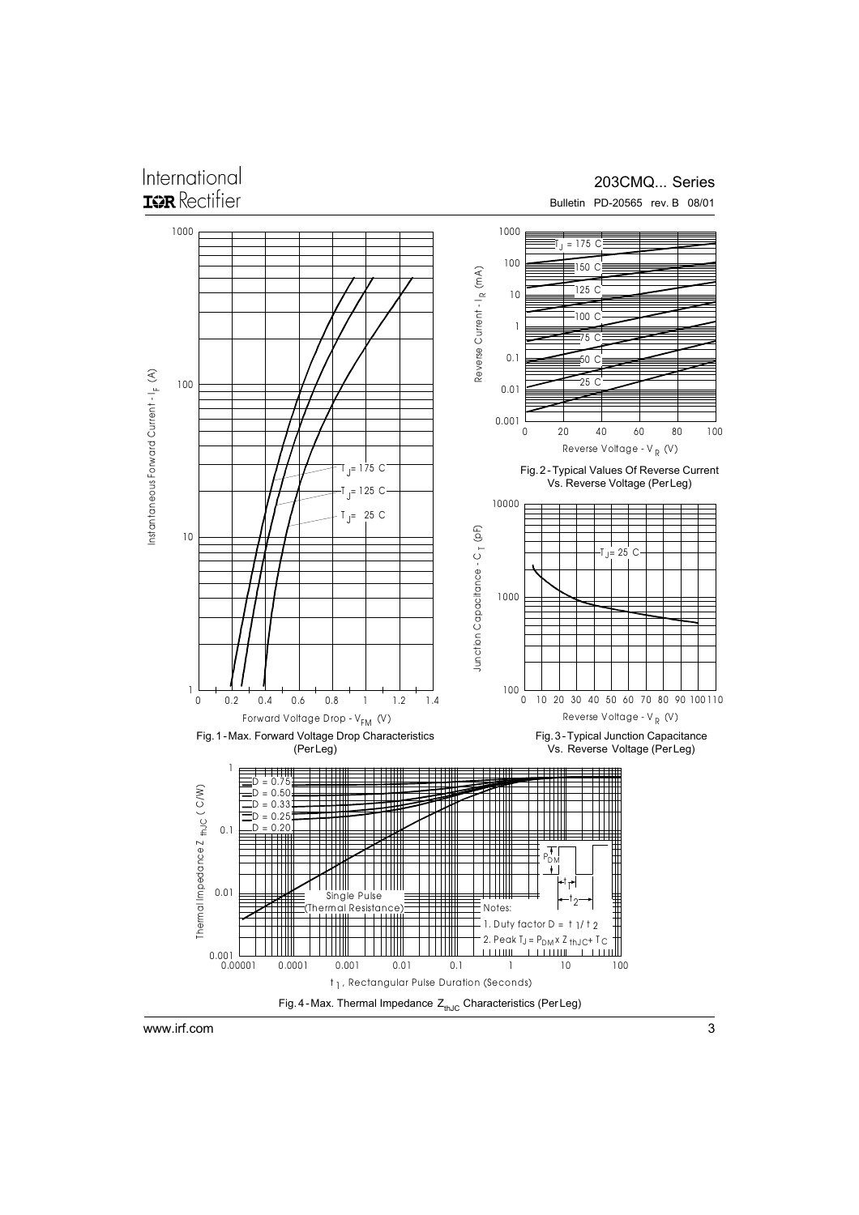Fig. 1 - Max. Forward Voltage Drop Characteristics (Per Leg)

Fig. 2 - Typical Values Of Reverse Current Vs. Reverse Voltage (Per Leg)

Fig. 3 - Typical Junction Capacitance Vs. Reverse Voltage (Per Leg)

Fig. 4 - Max. Thermal Impedance $Z_{thJC}$ Characteristics (Per Leg)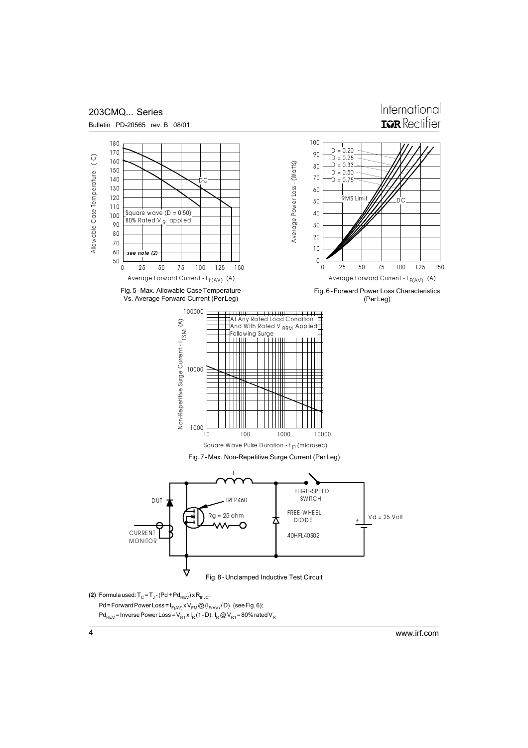Fig. 5 - Max. Allowable Case Temperature Vs. Average Forward Current (Per Leg)

Fig. 6 - Forward Power Loss Characteristics (Per Leg)

Fig. 7 - Max. Non-Repetitive Surge Current (Per Leg)

Fig. 8 - Unclamped Inductive Test Circuit

**(2)** Formula used: $T_C = T_J - (Pd + Pd_{REV}) \times R_{thJC}$;

$Pd$ = Forward Power Loss = $I_{F(AV)} \times V_{FM} @ (I_{F(AV)} / D)$ (see Fig. 6);

$Pd_{REV}$ = Inverse Power Loss = $V_{R1} \times I_R (1 - D)$; $I_R @ V_{R1}$ = 80% rated $V_R$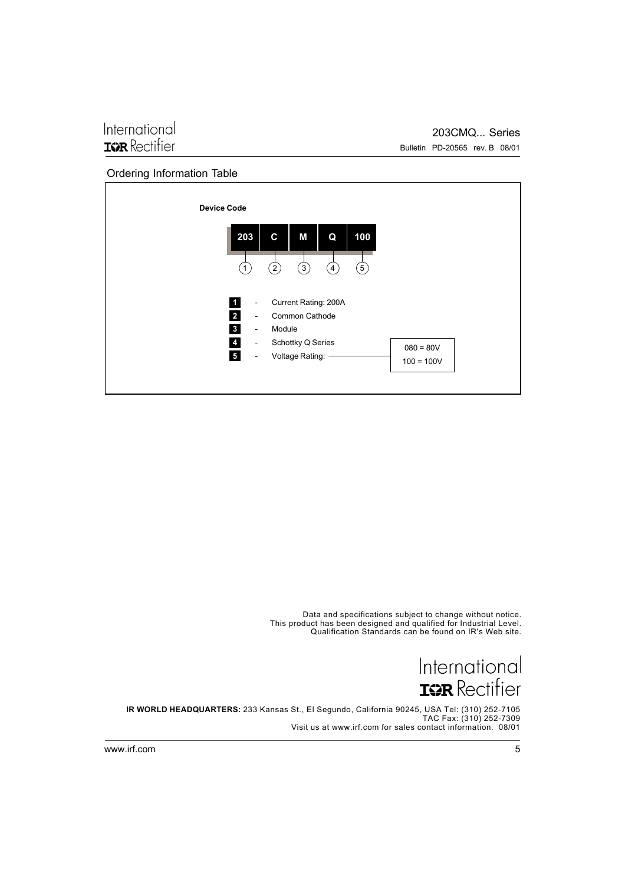## Ordering Information Table

**Device Code**

| 203 | C | M | Q | 100 |
|---|---|---|---|---|
| 1 | 2 | 3 | 4 | 5 |

1 - Current Rating: 200A
2 - Common Cathode
3 - Module
4 - Schottky Q Series
5 - Voltage Rating:
- 080 = 80V
- 100 = 100V

Data and specifications subject to change without notice.
This product has been designed and qualified for Industrial Level.
Qualification Standards can be found on IR's Web site.

International
IOR Rectifier

**IR WORLD HEADQUARTERS:** 233 Kansas St., El Segundo, California 90245, USA Tel: (310) 252-7105
TAC Fax: (310) 252-7309
Visit us at www.irf.com for sales contact information. 08/01